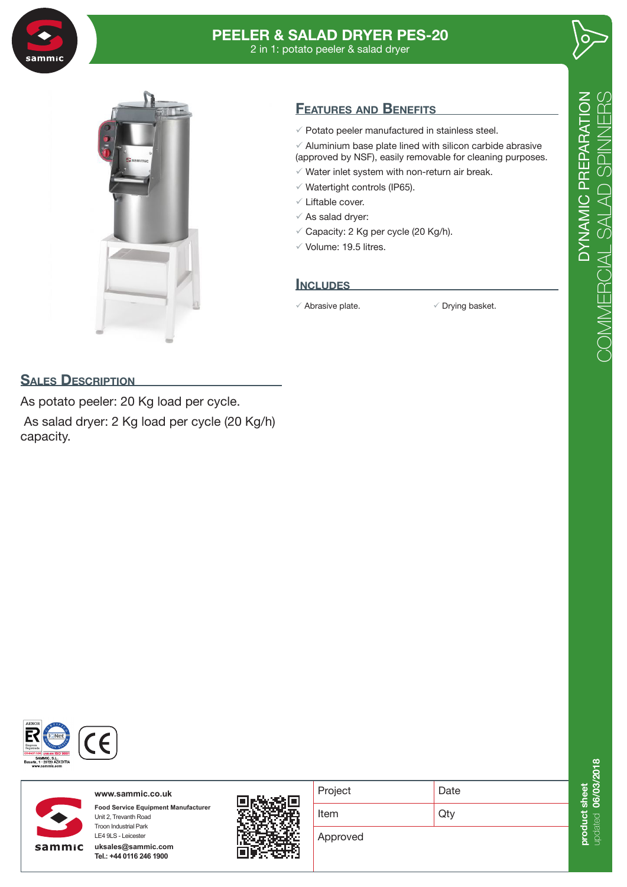# PEELER & SALAD DRYER PES-20

2 in 1: potato peeler & salad dryer

DYNAMIC PREPARATION
COMMERCIAL SALAD SPINNERS

## Features and Benefits

- ✓ Potato peeler manufactured in stainless steel.
- ✓ Aluminium base plate lined with silicon carbide abrasive (approved by NSF), easily removable for cleaning purposes.
- ✓ Water inlet system with non-return air break.
- ✓ Watertight controls (IP65).
- ✓ Liftable cover.
- ✓ As salad dryer:
- ✓ Capacity: 2 Kg per cycle (20 Kg/h).
- ✓ Volume: 19.5 litres.

## Includes

- ✓ Abrasive plate.
- ✓ Drying basket.

## Sales Description

As potato peeler: 20 Kg load per cycle.

As salad dryer: 2 Kg load per cycle (20 Kg/h) capacity.

**www.sammic.co.uk**

**Food Service Equipment Manufacturer**
Unit 2, Trevanth Road
Troon Industrial Park
LE4 9LS - Leicester
**uksales@sammic.com**
**Tel.: +44 0116 246 1900**

| Project | Date |
|---|---|
| Item | Qty |
| Approved | |

**product sheet** updated **06/03/2018**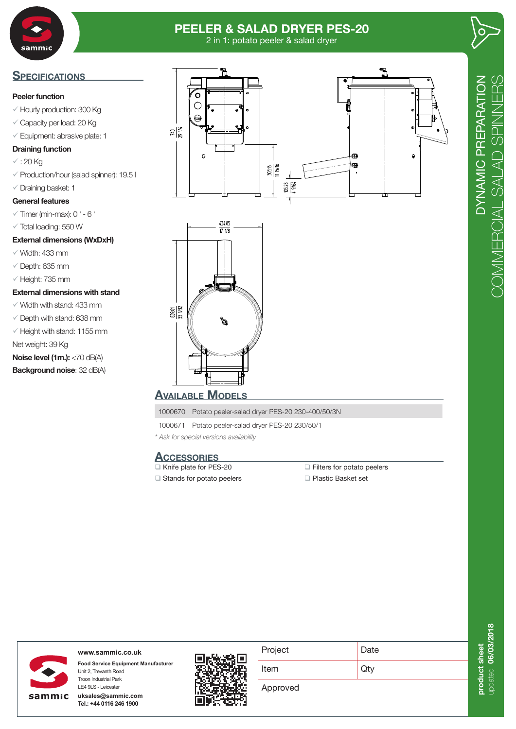# PEELER & SALAD DRYER PES-20

2 in 1: potato peeler & salad dryer

DYNAMIC PREPARATION
COMMERCIAL SALAD SPINNERS

## Specifications

**Peeler function**

- ✓ Hourly production: 300 Kg
- ✓ Capacity per load: 20 Kg
- ✓ Equipment: abrasive plate: 1

**Draining function**

- ✓ : 20 Kg
- ✓ Production/hour (salad spinner): 19.5 l
- ✓ Draining basket: 1

**General features**

- ✓ Timer (min-max): 0 ' - 6 '
- ✓ Total loading: 550 W

**External dimensions (WxDxH)**

- ✓ Width: 433 mm
- ✓ Depth: 635 mm
- ✓ Height: 735 mm

**External dimensions with stand**

- ✓ Width with stand: 433 mm
- ✓ Depth with stand: 638 mm
- ✓ Height with stand: 1155 mm

Net weight: 39 Kg

**Noise level (1m.):** <70 dB(A)

**Background noise**: 32 dB(A)

743
29 1/4

303.16
11 15/16

105.28
4 9/64

434.85
17 1/8

839.01
33 1/32

## Available Models

| | |
|---|---|
| 1000670 | Potato peeler-salad dryer PES-20 230-400/50/3N |
| 1000671 | Potato peeler-salad dryer PES-20 230/50/1 |

*\* Ask for special versions availability*

## Accessories

- ❑ Knife plate for PES-20
- ❑ Stands for potato peelers
- ❑ Filters for potato peelers
- ❑ Plastic Basket set

**www.sammic.co.uk**

**Food Service Equipment Manufacturer**
Unit 2, Trevanth Road
Troon Industrial Park
LE4 9LS - Leicester
**uksales@sammic.com**
**Tel.: +44 0116 246 1900**

| | |
|---|---|
| Project | Date |
| Item | Qty |
| Approved | |

**product sheet** updated **06/03/2018**